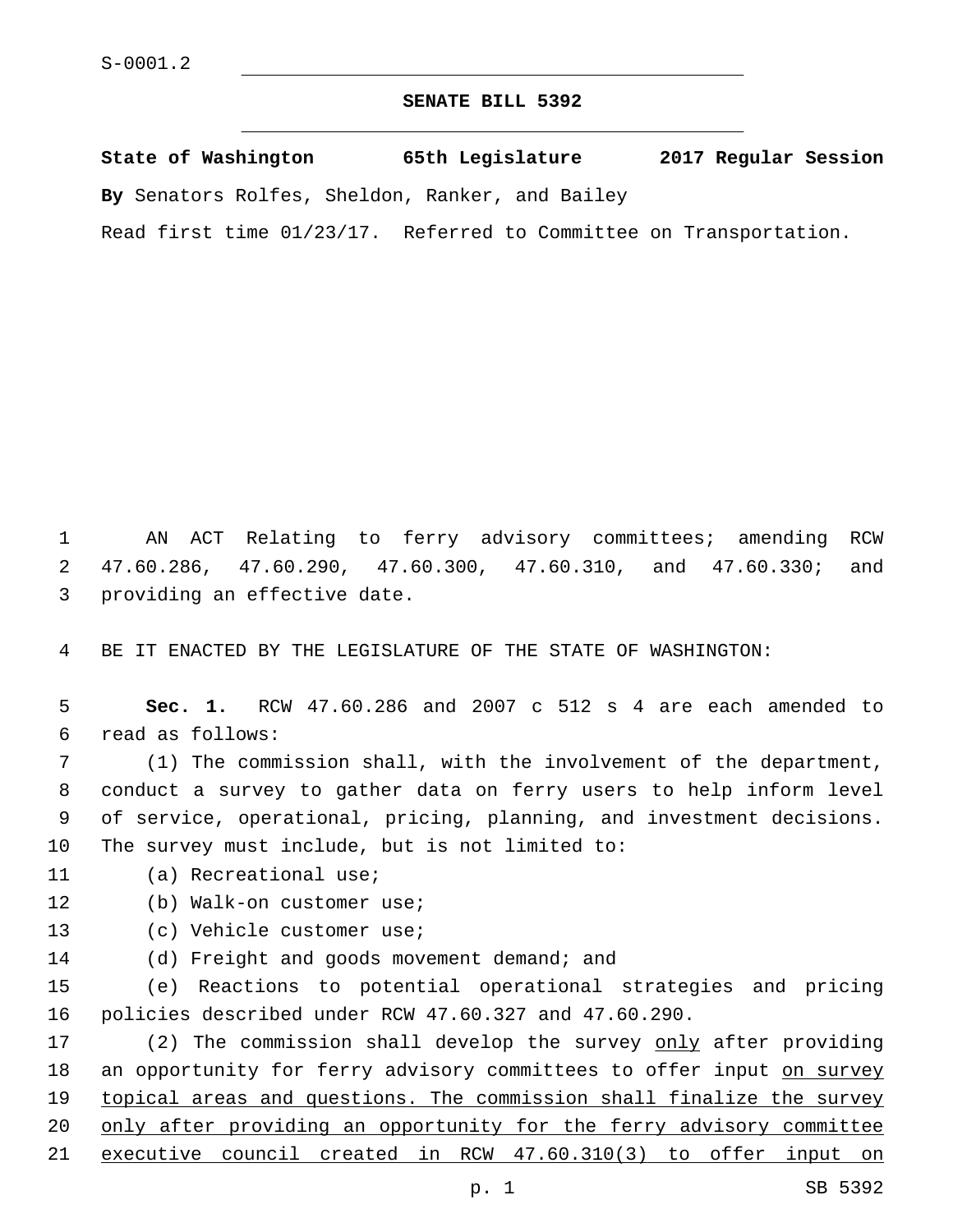S-0001.2

**SENATE BILL 5392**

**State of Washington 65th Legislature 2017 Regular Session**

**By** Senators Rolfes, Sheldon, Ranker, and Bailey

Read first time 01/23/17. Referred to Committee on Transportation.

AN ACT Relating to ferry advisory committees; amending RCW 47.60.286, 47.60.290, 47.60.300, 47.60.310, and 47.60.330; and providing an effective date.

BE IT ENACTED BY THE LEGISLATURE OF THE STATE OF WASHINGTON:

**Sec. 1.** RCW 47.60.286 and 2007 c 512 s 4 are each amended to read as follows:

(1) The commission shall, with the involvement of the department, conduct a survey to gather data on ferry users to help inform level of service, operational, pricing, planning, and investment decisions. The survey must include, but is not limited to:

(a) Recreational use;

(b) Walk-on customer use;

(c) Vehicle customer use;

(d) Freight and goods movement demand; and

(e) Reactions to potential operational strategies and pricing policies described under RCW 47.60.327 and 47.60.290.

(2) The commission shall develop the survey <u>only</u> after providing an opportunity for ferry advisory committees to offer input <u>on survey topical areas and questions. The commission shall finalize the survey only after providing an opportunity for the ferry advisory committee executive council created in RCW 47.60.310(3) to offer input on</u>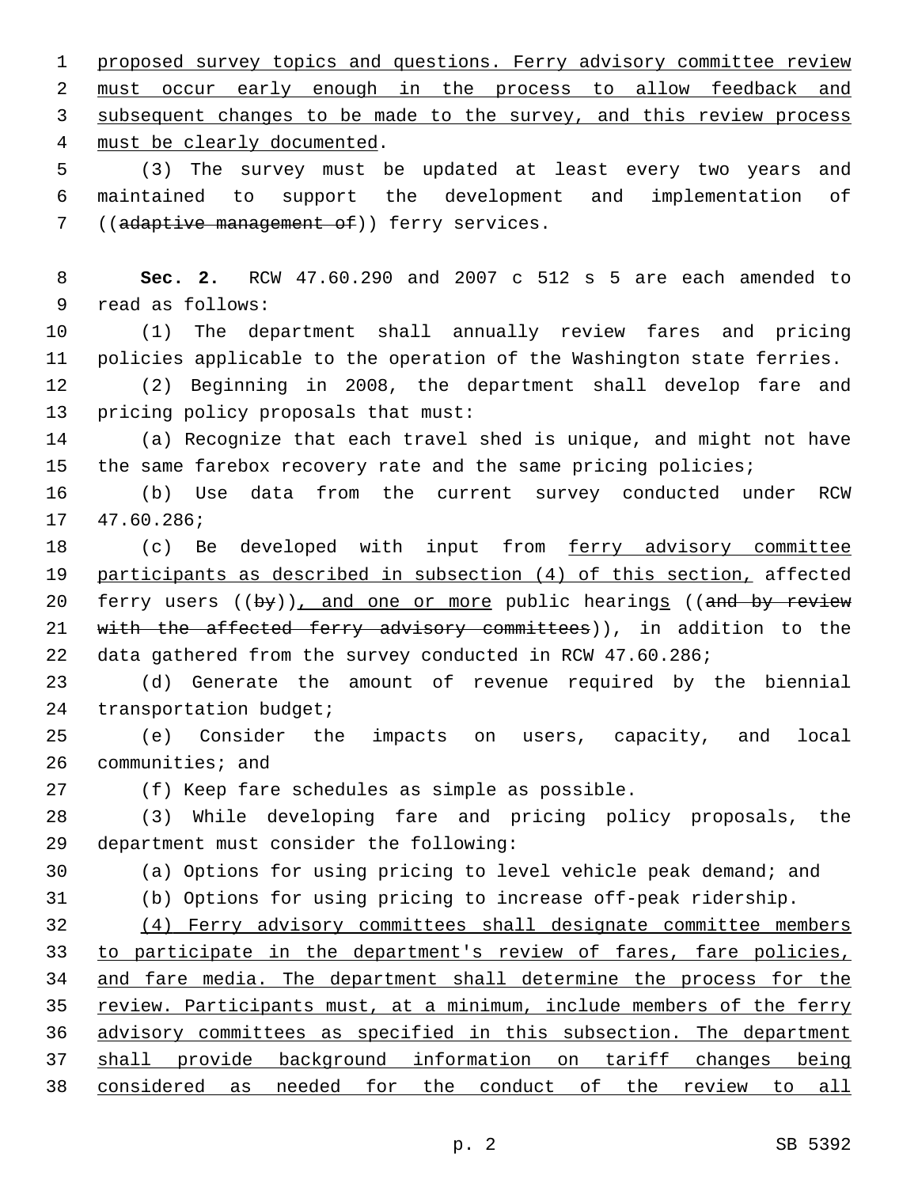proposed survey topics and questions. Ferry advisory committee review must occur early enough in the process to allow feedback and subsequent changes to be made to the survey, and this review process must be clearly documented.

(3) The survey must be updated at least every two years and maintained to support the development and implementation of ((~~adaptive management of~~)) ferry services.

**Sec. 2.** RCW 47.60.290 and 2007 c 512 s 5 are each amended to read as follows:

(1) The department shall annually review fares and pricing policies applicable to the operation of the Washington state ferries.

(2) Beginning in 2008, the department shall develop fare and pricing policy proposals that must:

(a) Recognize that each travel shed is unique, and might not have the same farebox recovery rate and the same pricing policies;

(b) Use data from the current survey conducted under RCW 47.60.286;

(c) Be developed with input from ferry advisory committee participants as described in subsection (4) of this section, affected ferry users ((~~by~~)), and one or more public hearings ((~~and by review with the affected ferry advisory committees~~)), in addition to the data gathered from the survey conducted in RCW 47.60.286;

(d) Generate the amount of revenue required by the biennial transportation budget;

(e) Consider the impacts on users, capacity, and local communities; and

(f) Keep fare schedules as simple as possible.

(3) While developing fare and pricing policy proposals, the department must consider the following:

(a) Options for using pricing to level vehicle peak demand; and

(b) Options for using pricing to increase off-peak ridership.

(4) Ferry advisory committees shall designate committee members to participate in the department's review of fares, fare policies, and fare media. The department shall determine the process for the review. Participants must, at a minimum, include members of the ferry advisory committees as specified in this subsection. The department shall provide background information on tariff changes being considered as needed for the conduct of the review to all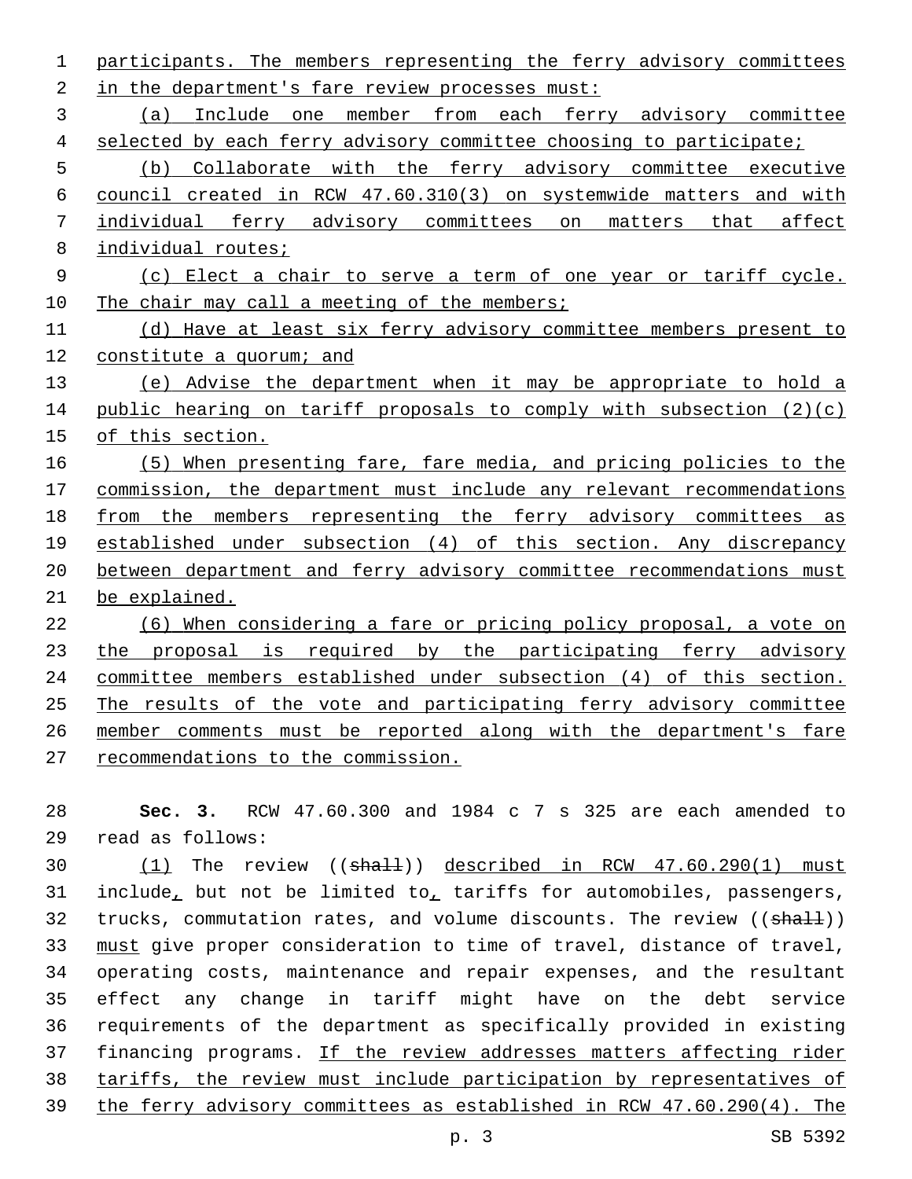participants. The members representing the ferry advisory committees in the department's fare review processes must:

(a) Include one member from each ferry advisory committee selected by each ferry advisory committee choosing to participate;

(b) Collaborate with the ferry advisory committee executive council created in RCW 47.60.310(3) on systemwide matters and with individual ferry advisory committees on matters that affect individual routes;

(c) Elect a chair to serve a term of one year or tariff cycle. The chair may call a meeting of the members;

(d) Have at least six ferry advisory committee members present to constitute a quorum; and

(e) Advise the department when it may be appropriate to hold a public hearing on tariff proposals to comply with subsection (2)(c) of this section.

(5) When presenting fare, fare media, and pricing policies to the commission, the department must include any relevant recommendations from the members representing the ferry advisory committees as established under subsection (4) of this section. Any discrepancy between department and ferry advisory committee recommendations must be explained.

(6) When considering a fare or pricing policy proposal, a vote on the proposal is required by the participating ferry advisory committee members established under subsection (4) of this section. The results of the vote and participating ferry advisory committee member comments must be reported along with the department's fare recommendations to the commission.

**Sec. 3.** RCW 47.60.300 and 1984 c 7 s 325 are each amended to read as follows:

(1) The review ((~~shall~~)) described in RCW 47.60.290(1) must include, but not be limited to, tariffs for automobiles, passengers, trucks, commutation rates, and volume discounts. The review ((~~shall~~)) must give proper consideration to time of travel, distance of travel, operating costs, maintenance and repair expenses, and the resultant effect any change in tariff might have on the debt service requirements of the department as specifically provided in existing financing programs. If the review addresses matters affecting rider tariffs, the review must include participation by representatives of the ferry advisory committees as established in RCW 47.60.290(4). The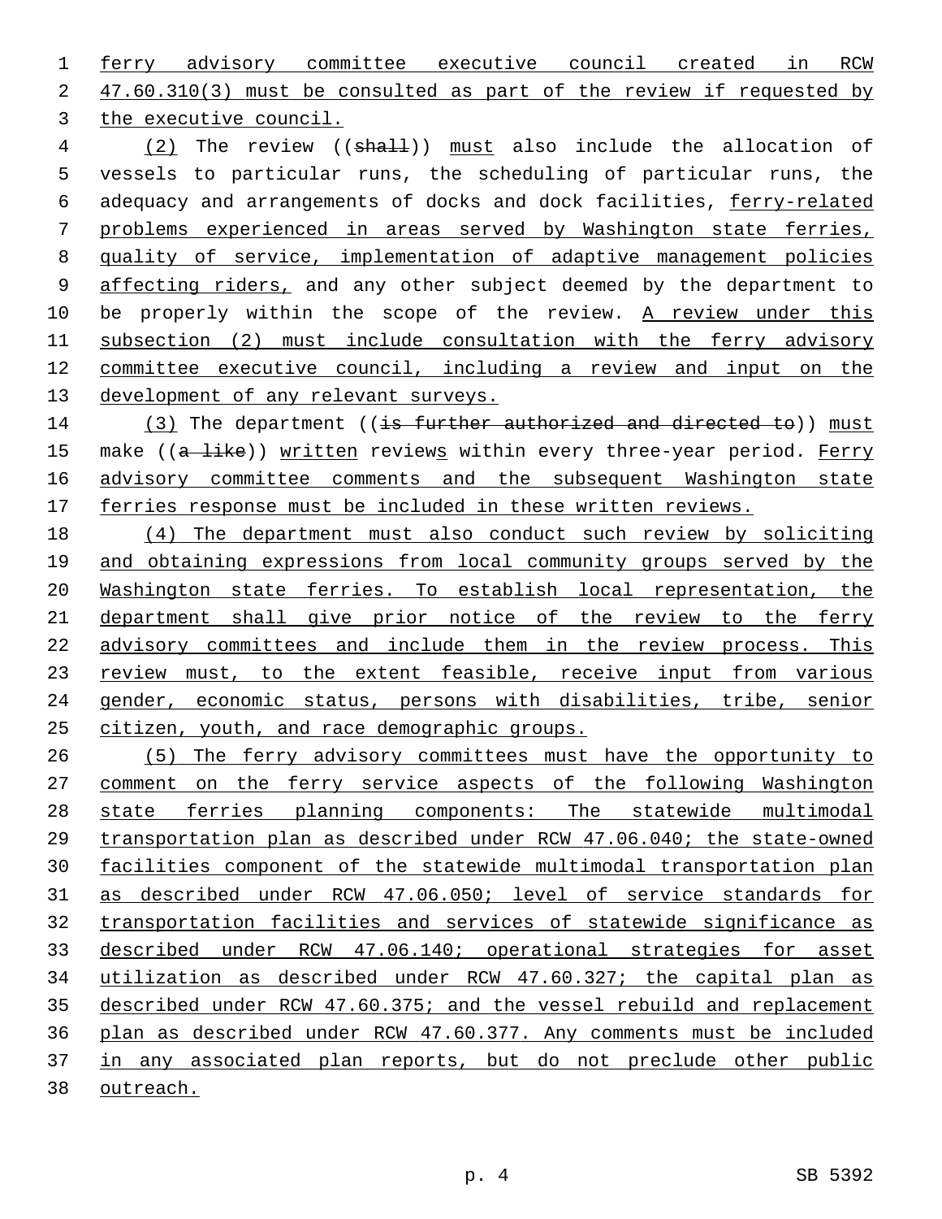ferry advisory committee executive council created in RCW 47.60.310(3) must be consulted as part of the review if requested by the executive council.

(2) The review ((~~shall~~)) must also include the allocation of vessels to particular runs, the scheduling of particular runs, the adequacy and arrangements of docks and dock facilities, ferry-related problems experienced in areas served by Washington state ferries, quality of service, implementation of adaptive management policies affecting riders, and any other subject deemed by the department to be properly within the scope of the review. A review under this subsection (2) must include consultation with the ferry advisory committee executive council, including a review and input on the development of any relevant surveys.

(3) The department ((~~is further authorized and directed to~~)) must make ((~~a like~~)) written reviews within every three-year period. Ferry advisory committee comments and the subsequent Washington state ferries response must be included in these written reviews.

(4) The department must also conduct such review by soliciting and obtaining expressions from local community groups served by the Washington state ferries. To establish local representation, the department shall give prior notice of the review to the ferry advisory committees and include them in the review process. This review must, to the extent feasible, receive input from various gender, economic status, persons with disabilities, tribe, senior citizen, youth, and race demographic groups.

(5) The ferry advisory committees must have the opportunity to comment on the ferry service aspects of the following Washington state ferries planning components: The statewide multimodal transportation plan as described under RCW 47.06.040; the state-owned facilities component of the statewide multimodal transportation plan as described under RCW 47.06.050; level of service standards for transportation facilities and services of statewide significance as described under RCW 47.06.140; operational strategies for asset utilization as described under RCW 47.60.327; the capital plan as described under RCW 47.60.375; and the vessel rebuild and replacement plan as described under RCW 47.60.377. Any comments must be included in any associated plan reports, but do not preclude other public outreach.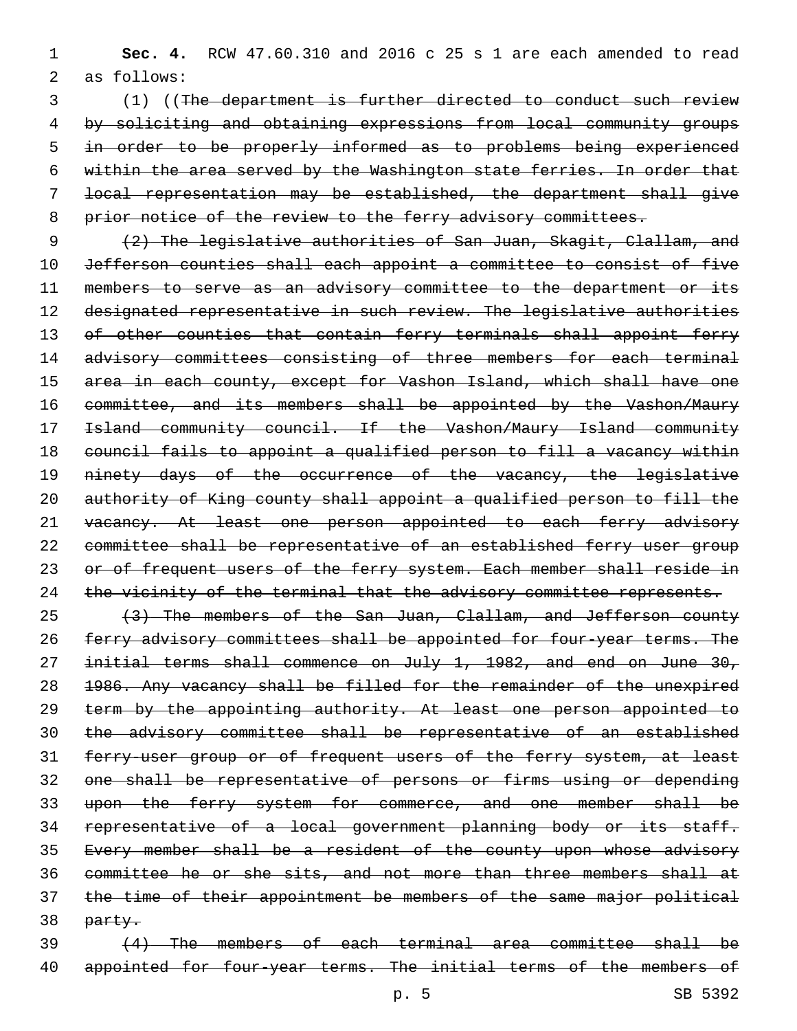**Sec. 4.** RCW 47.60.310 and 2016 c 25 s 1 are each amended to read as follows:

(1) ((~~The department is further directed to conduct such review by soliciting and obtaining expressions from local community groups in order to be properly informed as to problems being experienced within the area served by the Washington state ferries. In order that local representation may be established, the department shall give prior notice of the review to the ferry advisory committees.~~

~~(2) The legislative authorities of San Juan, Skagit, Clallam, and Jefferson counties shall each appoint a committee to consist of five members to serve as an advisory committee to the department or its designated representative in such review. The legislative authorities of other counties that contain ferry terminals shall appoint ferry advisory committees consisting of three members for each terminal area in each county, except for Vashon Island, which shall have one committee, and its members shall be appointed by the Vashon/Maury Island community council. If the Vashon/Maury Island community council fails to appoint a qualified person to fill a vacancy within ninety days of the occurrence of the vacancy, the legislative authority of King county shall appoint a qualified person to fill the vacancy. At least one person appointed to each ferry advisory committee shall be representative of an established ferry user group or of frequent users of the ferry system. Each member shall reside in the vicinity of the terminal that the advisory committee represents.~~

~~(3) The members of the San Juan, Clallam, and Jefferson county ferry advisory committees shall be appointed for four-year terms. The initial terms shall commence on July 1, 1982, and end on June 30, 1986. Any vacancy shall be filled for the remainder of the unexpired term by the appointing authority. At least one person appointed to the advisory committee shall be representative of an established ferry-user group or of frequent users of the ferry system, at least one shall be representative of persons or firms using or depending upon the ferry system for commerce, and one member shall be representative of a local government planning body or its staff. Every member shall be a resident of the county upon whose advisory committee he or she sits, and not more than three members shall at the time of their appointment be members of the same major political party.~~

~~(4) The members of each terminal area committee shall be appointed for four-year terms. The initial terms of the members of~~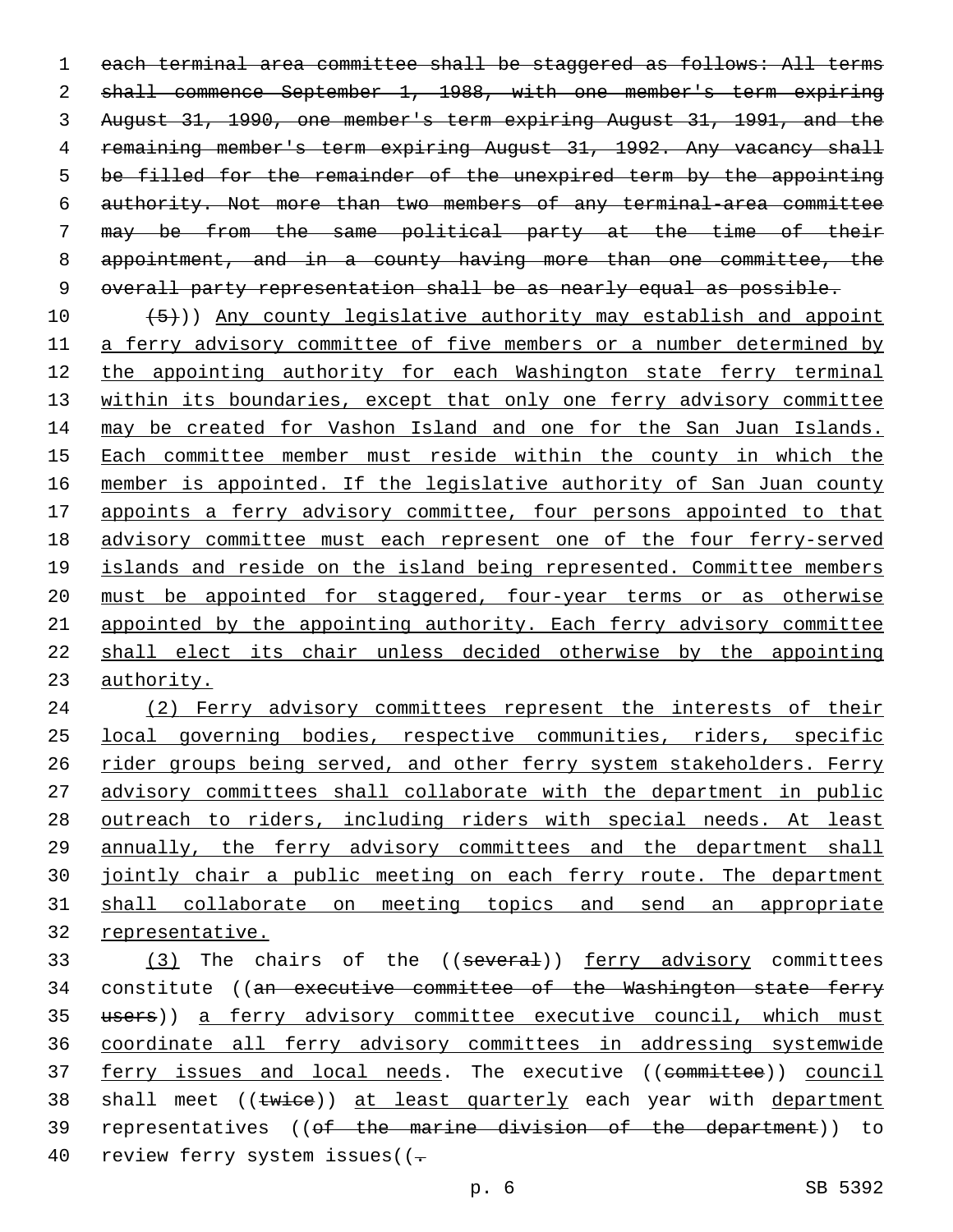~~each terminal area committee shall be staggered as follows: All terms shall commence September 1, 1988, with one member's term expiring August 31, 1990, one member's term expiring August 31, 1991, and the remaining member's term expiring August 31, 1992. Any vacancy shall be filled for the remainder of the unexpired term by the appointing authority. Not more than two members of any terminal-area committee may be from the same political party at the time of their appointment, and in a county having more than one committee, the overall party representation shall be as nearly equal as possible.~~

~~(5)~~)) <u>Any county legislative authority may establish and appoint a ferry advisory committee of five members or a number determined by the appointing authority for each Washington state ferry terminal within its boundaries, except that only one ferry advisory committee may be created for Vashon Island and one for the San Juan Islands. Each committee member must reside within the county in which the member is appointed. If the legislative authority of San Juan county appoints a ferry advisory committee, four persons appointed to that advisory committee must each represent one of the four ferry-served islands and reside on the island being represented. Committee members must be appointed for staggered, four-year terms or as otherwise appointed by the appointing authority. Each ferry advisory committee shall elect its chair unless decided otherwise by the appointing authority.</u>

<u>(2) Ferry advisory committees represent the interests of their local governing bodies, respective communities, riders, specific rider groups being served, and other ferry system stakeholders. Ferry advisory committees shall collaborate with the department in public outreach to riders, including riders with special needs. At least annually, the ferry advisory committees and the department shall jointly chair a public meeting on each ferry route. The department shall collaborate on meeting topics and send an appropriate representative.</u>

<u>(3)</u> The chairs of the ((~~several~~)) <u>ferry advisory</u> committees constitute ((~~an executive committee of the Washington state ferry users~~)) <u>a ferry advisory committee executive council, which must coordinate all ferry advisory committees in addressing systemwide ferry issues and local needs</u>. The executive ((~~committee~~)) <u>council</u> shall meet ((~~twice~~)) <u>at least quarterly</u> each year with <u>department</u> representatives ((~~of the marine division of the department~~)) to review ferry system issues((~~.~~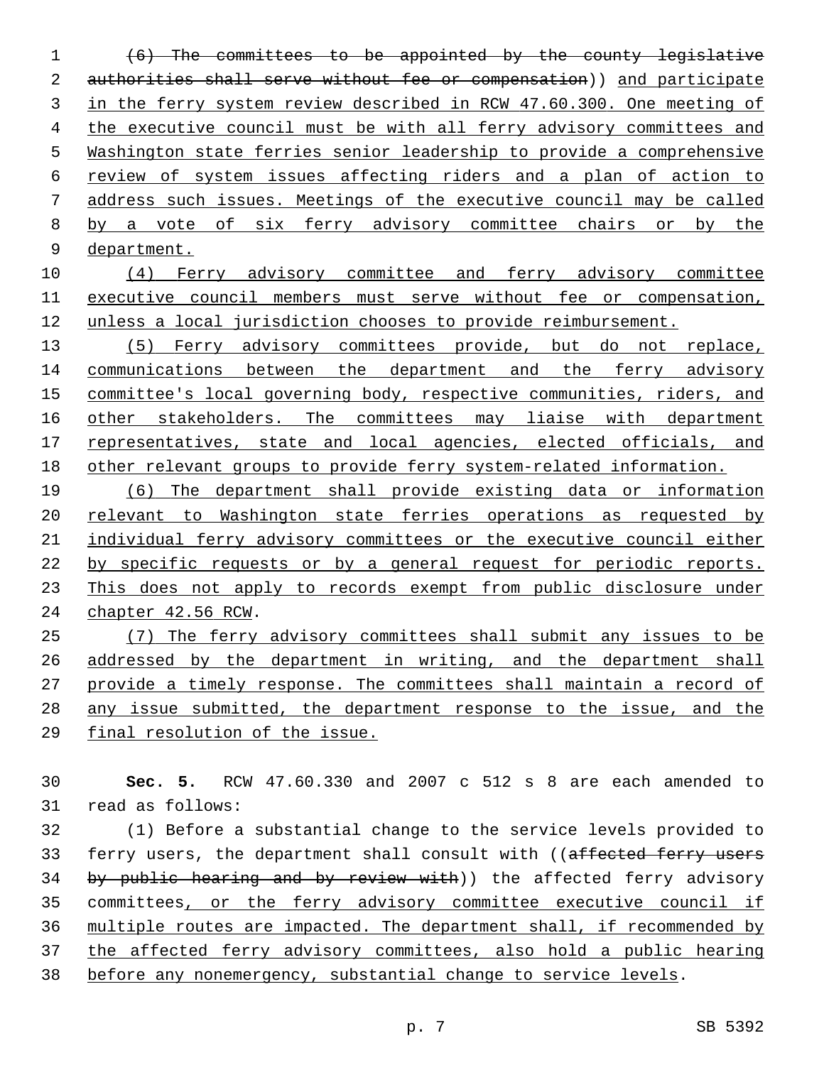~~(6) The committees to be appointed by the county legislative authorities shall serve without fee or compensation~~)) <u>and participate in the ferry system review described in RCW 47.60.300. One meeting of the executive council must be with all ferry advisory committees and Washington state ferries senior leadership to provide a comprehensive review of system issues affecting riders and a plan of action to address such issues. Meetings of the executive council may be called by a vote of six ferry advisory committee chairs or by the department.</u>

<u>(4) Ferry advisory committee and ferry advisory committee executive council members must serve without fee or compensation, unless a local jurisdiction chooses to provide reimbursement.</u>

<u>(5) Ferry advisory committees provide, but do not replace, communications between the department and the ferry advisory committee's local governing body, respective communities, riders, and other stakeholders. The committees may liaise with department representatives, state and local agencies, elected officials, and other relevant groups to provide ferry system-related information.</u>

<u>(6) The department shall provide existing data or information relevant to Washington state ferries operations as requested by individual ferry advisory committees or the executive council either by specific requests or by a general request for periodic reports. This does not apply to records exempt from public disclosure under chapter 42.56 RCW</u>.

<u>(7) The ferry advisory committees shall submit any issues to be addressed by the department in writing, and the department shall provide a timely response. The committees shall maintain a record of any issue submitted, the department response to the issue, and the final resolution of the issue.</u>

**Sec. 5.** RCW 47.60.330 and 2007 c 512 s 8 are each amended to read as follows:

(1) Before a substantial change to the service levels provided to ferry users, the department shall consult with ((~~affected ferry users by public hearing and by review with~~)) the affected ferry advisory committees<u>, or the ferry advisory committee executive council if multiple routes are impacted. The department shall, if recommended by the affected ferry advisory committees, also hold a public hearing before any nonemergency, substantial change to service levels</u>.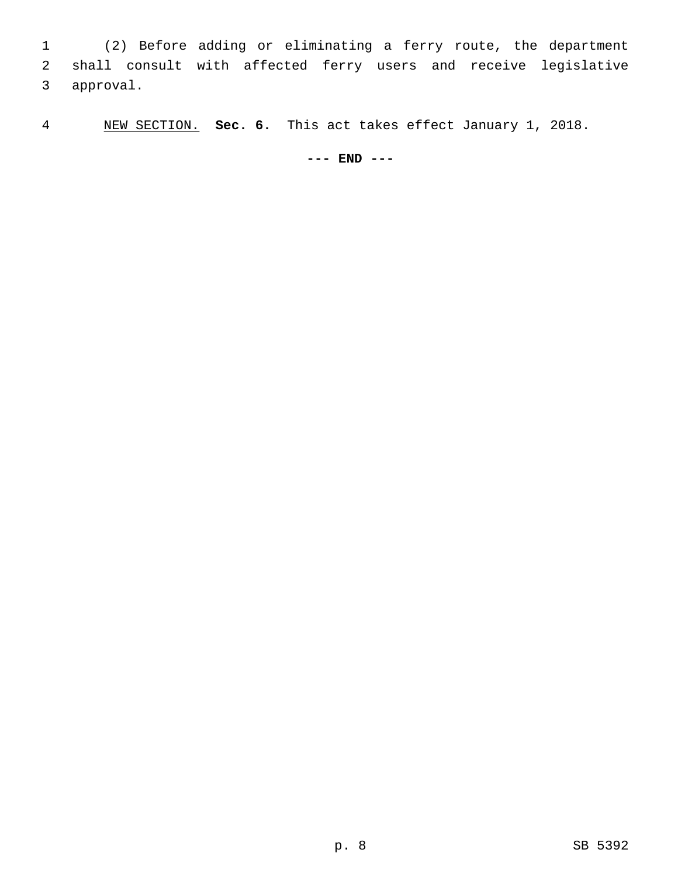(2) Before adding or eliminating a ferry route, the department shall consult with affected ferry users and receive legislative approval.

NEW SECTION. **Sec. 6.** This act takes effect January 1, 2018.

**--- END ---**